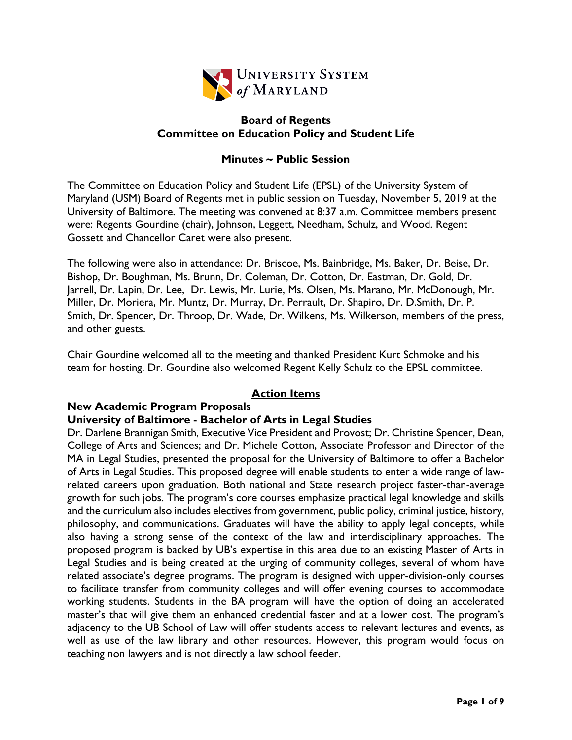University System of Maryland

**Board of Regents**
**Committee on Education Policy and Student Life**

**Minutes ~ Public Session**

The Committee on Education Policy and Student Life (EPSL) of the University System of Maryland (USM) Board of Regents met in public session on Tuesday, November 5, 2019 at the University of Baltimore. The meeting was convened at 8:37 a.m. Committee members present were: Regents Gourdine (chair), Johnson, Leggett, Needham, Schulz, and Wood. Regent Gossett and Chancellor Caret were also present.

The following were also in attendance: Dr. Briscoe, Ms. Bainbridge, Ms. Baker, Dr. Beise, Dr. Bishop, Dr. Boughman, Ms. Brunn, Dr. Coleman, Dr. Cotton, Dr. Eastman, Dr. Gold, Dr. Jarrell, Dr. Lapin, Dr. Lee, Dr. Lewis, Mr. Lurie, Ms. Olsen, Ms. Marano, Mr. McDonough, Mr. Miller, Dr. Moriera, Mr. Muntz, Dr. Murray, Dr. Perrault, Dr. Shapiro, Dr. D.Smith, Dr. P. Smith, Dr. Spencer, Dr. Throop, Dr. Wade, Dr. Wilkens, Ms. Wilkerson, members of the press, and other guests.

Chair Gourdine welcomed all to the meeting and thanked President Kurt Schmoke and his team for hosting. Dr. Gourdine also welcomed Regent Kelly Schulz to the EPSL committee.

## Action Items

### New Academic Program Proposals

### University of Baltimore - Bachelor of Arts in Legal Studies

Dr. Darlene Brannigan Smith, Executive Vice President and Provost; Dr. Christine Spencer, Dean, College of Arts and Sciences; and Dr. Michele Cotton, Associate Professor and Director of the MA in Legal Studies, presented the proposal for the University of Baltimore to offer a Bachelor of Arts in Legal Studies. This proposed degree will enable students to enter a wide range of law-related careers upon graduation. Both national and State research project faster-than-average growth for such jobs. The program's core courses emphasize practical legal knowledge and skills and the curriculum also includes electives from government, public policy, criminal justice, history, philosophy, and communications. Graduates will have the ability to apply legal concepts, while also having a strong sense of the context of the law and interdisciplinary approaches. The proposed program is backed by UB's expertise in this area due to an existing Master of Arts in Legal Studies and is being created at the urging of community colleges, several of whom have related associate's degree programs. The program is designed with upper-division-only courses to facilitate transfer from community colleges and will offer evening courses to accommodate working students. Students in the BA program will have the option of doing an accelerated master's that will give them an enhanced credential faster and at a lower cost. The program's adjacency to the UB School of Law will offer students access to relevant lectures and events, as well as use of the law library and other resources. However, this program would focus on teaching non lawyers and is not directly a law school feeder.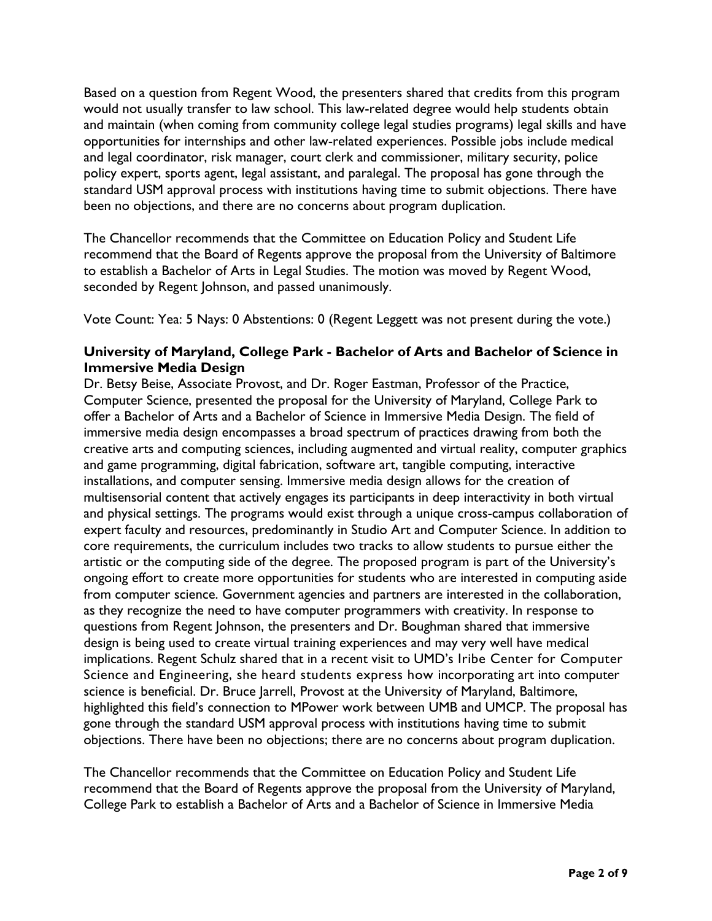Based on a question from Regent Wood, the presenters shared that credits from this program would not usually transfer to law school. This law-related degree would help students obtain and maintain (when coming from community college legal studies programs) legal skills and have opportunities for internships and other law-related experiences. Possible jobs include medical and legal coordinator, risk manager, court clerk and commissioner, military security, police policy expert, sports agent, legal assistant, and paralegal. The proposal has gone through the standard USM approval process with institutions having time to submit objections. There have been no objections, and there are no concerns about program duplication.

The Chancellor recommends that the Committee on Education Policy and Student Life recommend that the Board of Regents approve the proposal from the University of Baltimore to establish a Bachelor of Arts in Legal Studies. The motion was moved by Regent Wood, seconded by Regent Johnson, and passed unanimously.

Vote Count: Yea: 5 Nays: 0 Abstentions: 0 (Regent Leggett was not present during the vote.)

**University of Maryland, College Park - Bachelor of Arts and Bachelor of Science in Immersive Media Design**

Dr. Betsy Beise, Associate Provost, and Dr. Roger Eastman, Professor of the Practice, Computer Science, presented the proposal for the University of Maryland, College Park to offer a Bachelor of Arts and a Bachelor of Science in Immersive Media Design. The field of immersive media design encompasses a broad spectrum of practices drawing from both the creative arts and computing sciences, including augmented and virtual reality, computer graphics and game programming, digital fabrication, software art, tangible computing, interactive installations, and computer sensing. Immersive media design allows for the creation of multisensorial content that actively engages its participants in deep interactivity in both virtual and physical settings. The programs would exist through a unique cross-campus collaboration of expert faculty and resources, predominantly in Studio Art and Computer Science. In addition to core requirements, the curriculum includes two tracks to allow students to pursue either the artistic or the computing side of the degree. The proposed program is part of the University's ongoing effort to create more opportunities for students who are interested in computing aside from computer science. Government agencies and partners are interested in the collaboration, as they recognize the need to have computer programmers with creativity. In response to questions from Regent Johnson, the presenters and Dr. Boughman shared that immersive design is being used to create virtual training experiences and may very well have medical implications. Regent Schulz shared that in a recent visit to UMD's Iribe Center for Computer Science and Engineering, she heard students express how incorporating art into computer science is beneficial. Dr. Bruce Jarrell, Provost at the University of Maryland, Baltimore, highlighted this field's connection to MPower work between UMB and UMCP. The proposal has gone through the standard USM approval process with institutions having time to submit objections. There have been no objections; there are no concerns about program duplication.

The Chancellor recommends that the Committee on Education Policy and Student Life recommend that the Board of Regents approve the proposal from the University of Maryland, College Park to establish a Bachelor of Arts and a Bachelor of Science in Immersive Media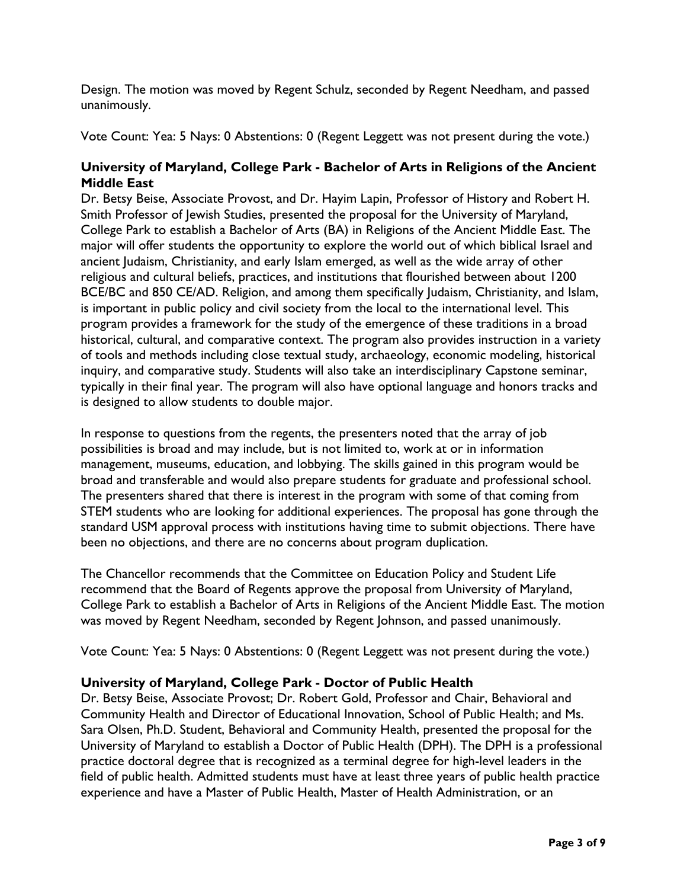Design. The motion was moved by Regent Schulz, seconded by Regent Needham, and passed unanimously.

Vote Count: Yea: 5 Nays: 0 Abstentions: 0 (Regent Leggett was not present during the vote.)

**University of Maryland, College Park - Bachelor of Arts in Religions of the Ancient Middle East**

Dr. Betsy Beise, Associate Provost, and Dr. Hayim Lapin, Professor of History and Robert H. Smith Professor of Jewish Studies, presented the proposal for the University of Maryland, College Park to establish a Bachelor of Arts (BA) in Religions of the Ancient Middle East. The major will offer students the opportunity to explore the world out of which biblical Israel and ancient Judaism, Christianity, and early Islam emerged, as well as the wide array of other religious and cultural beliefs, practices, and institutions that flourished between about 1200 BCE/BC and 850 CE/AD. Religion, and among them specifically Judaism, Christianity, and Islam, is important in public policy and civil society from the local to the international level. This program provides a framework for the study of the emergence of these traditions in a broad historical, cultural, and comparative context. The program also provides instruction in a variety of tools and methods including close textual study, archaeology, economic modeling, historical inquiry, and comparative study. Students will also take an interdisciplinary Capstone seminar, typically in their final year. The program will also have optional language and honors tracks and is designed to allow students to double major.

In response to questions from the regents, the presenters noted that the array of job possibilities is broad and may include, but is not limited to, work at or in information management, museums, education, and lobbying. The skills gained in this program would be broad and transferable and would also prepare students for graduate and professional school. The presenters shared that there is interest in the program with some of that coming from STEM students who are looking for additional experiences. The proposal has gone through the standard USM approval process with institutions having time to submit objections. There have been no objections, and there are no concerns about program duplication.

The Chancellor recommends that the Committee on Education Policy and Student Life recommend that the Board of Regents approve the proposal from University of Maryland, College Park to establish a Bachelor of Arts in Religions of the Ancient Middle East. The motion was moved by Regent Needham, seconded by Regent Johnson, and passed unanimously.

Vote Count: Yea: 5 Nays: 0 Abstentions: 0 (Regent Leggett was not present during the vote.)

**University of Maryland, College Park - Doctor of Public Health**

Dr. Betsy Beise, Associate Provost; Dr. Robert Gold, Professor and Chair, Behavioral and Community Health and Director of Educational Innovation, School of Public Health; and Ms. Sara Olsen, Ph.D. Student, Behavioral and Community Health, presented the proposal for the University of Maryland to establish a Doctor of Public Health (DPH). The DPH is a professional practice doctoral degree that is recognized as a terminal degree for high-level leaders in the field of public health. Admitted students must have at least three years of public health practice experience and have a Master of Public Health, Master of Health Administration, or an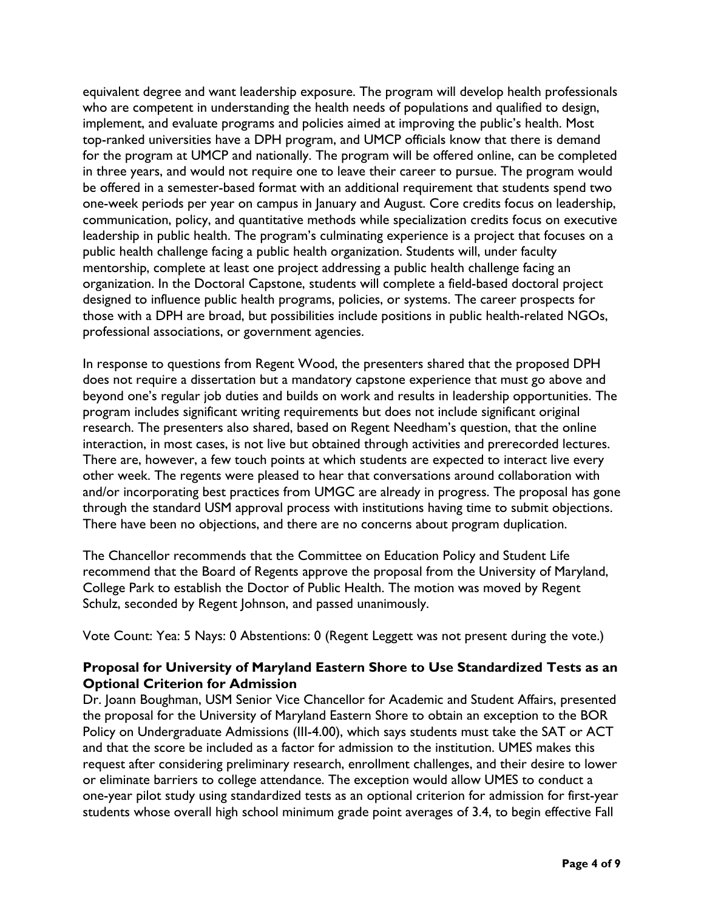equivalent degree and want leadership exposure. The program will develop health professionals who are competent in understanding the health needs of populations and qualified to design, implement, and evaluate programs and policies aimed at improving the public's health. Most top-ranked universities have a DPH program, and UMCP officials know that there is demand for the program at UMCP and nationally. The program will be offered online, can be completed in three years, and would not require one to leave their career to pursue. The program would be offered in a semester-based format with an additional requirement that students spend two one-week periods per year on campus in January and August. Core credits focus on leadership, communication, policy, and quantitative methods while specialization credits focus on executive leadership in public health. The program's culminating experience is a project that focuses on a public health challenge facing a public health organization. Students will, under faculty mentorship, complete at least one project addressing a public health challenge facing an organization. In the Doctoral Capstone, students will complete a field-based doctoral project designed to influence public health programs, policies, or systems. The career prospects for those with a DPH are broad, but possibilities include positions in public health-related NGOs, professional associations, or government agencies.

In response to questions from Regent Wood, the presenters shared that the proposed DPH does not require a dissertation but a mandatory capstone experience that must go above and beyond one's regular job duties and builds on work and results in leadership opportunities. The program includes significant writing requirements but does not include significant original research. The presenters also shared, based on Regent Needham's question, that the online interaction, in most cases, is not live but obtained through activities and prerecorded lectures. There are, however, a few touch points at which students are expected to interact live every other week. The regents were pleased to hear that conversations around collaboration with and/or incorporating best practices from UMGC are already in progress. The proposal has gone through the standard USM approval process with institutions having time to submit objections. There have been no objections, and there are no concerns about program duplication.

The Chancellor recommends that the Committee on Education Policy and Student Life recommend that the Board of Regents approve the proposal from the University of Maryland, College Park to establish the Doctor of Public Health. The motion was moved by Regent Schulz, seconded by Regent Johnson, and passed unanimously.

Vote Count: Yea: 5 Nays: 0 Abstentions: 0 (Regent Leggett was not present during the vote.)

**Proposal for University of Maryland Eastern Shore to Use Standardized Tests as an Optional Criterion for Admission**

Dr. Joann Boughman, USM Senior Vice Chancellor for Academic and Student Affairs, presented the proposal for the University of Maryland Eastern Shore to obtain an exception to the BOR Policy on Undergraduate Admissions (III-4.00), which says students must take the SAT or ACT and that the score be included as a factor for admission to the institution. UMES makes this request after considering preliminary research, enrollment challenges, and their desire to lower or eliminate barriers to college attendance. The exception would allow UMES to conduct a one-year pilot study using standardized tests as an optional criterion for admission for first-year students whose overall high school minimum grade point averages of 3.4, to begin effective Fall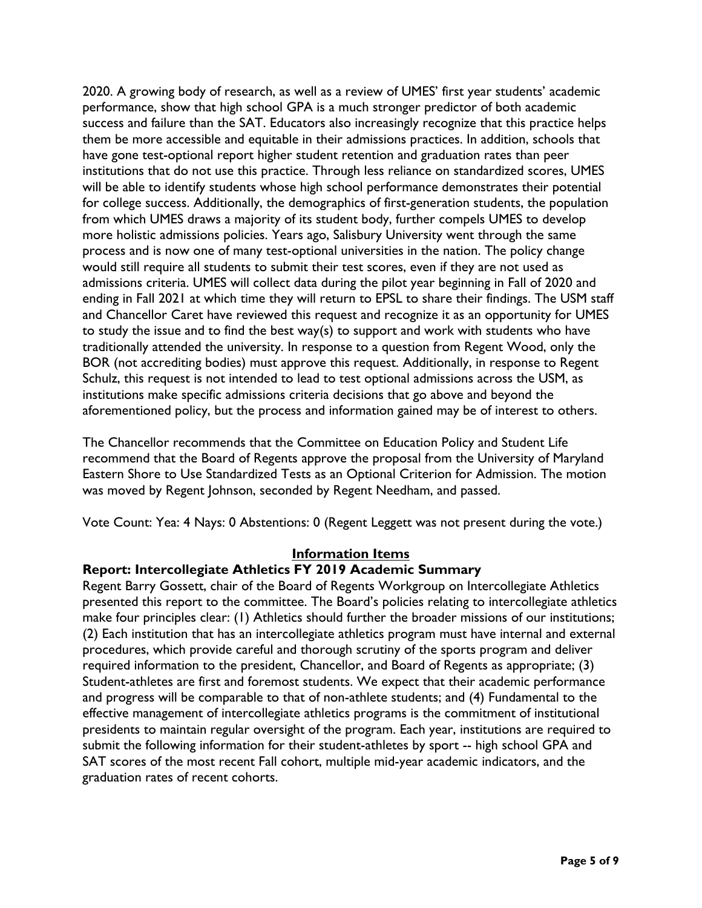2020. A growing body of research, as well as a review of UMES' first year students' academic performance, show that high school GPA is a much stronger predictor of both academic success and failure than the SAT. Educators also increasingly recognize that this practice helps them be more accessible and equitable in their admissions practices. In addition, schools that have gone test-optional report higher student retention and graduation rates than peer institutions that do not use this practice. Through less reliance on standardized scores, UMES will be able to identify students whose high school performance demonstrates their potential for college success. Additionally, the demographics of first-generation students, the population from which UMES draws a majority of its student body, further compels UMES to develop more holistic admissions policies. Years ago, Salisbury University went through the same process and is now one of many test-optional universities in the nation. The policy change would still require all students to submit their test scores, even if they are not used as admissions criteria. UMES will collect data during the pilot year beginning in Fall of 2020 and ending in Fall 2021 at which time they will return to EPSL to share their findings. The USM staff and Chancellor Caret have reviewed this request and recognize it as an opportunity for UMES to study the issue and to find the best way(s) to support and work with students who have traditionally attended the university. In response to a question from Regent Wood, only the BOR (not accrediting bodies) must approve this request. Additionally, in response to Regent Schulz, this request is not intended to lead to test optional admissions across the USM, as institutions make specific admissions criteria decisions that go above and beyond the aforementioned policy, but the process and information gained may be of interest to others.

The Chancellor recommends that the Committee on Education Policy and Student Life recommend that the Board of Regents approve the proposal from the University of Maryland Eastern Shore to Use Standardized Tests as an Optional Criterion for Admission. The motion was moved by Regent Johnson, seconded by Regent Needham, and passed.

Vote Count: Yea: 4 Nays: 0 Abstentions: 0 (Regent Leggett was not present during the vote.)

## Information Items

### Report: Intercollegiate Athletics FY 2019 Academic Summary

Regent Barry Gossett, chair of the Board of Regents Workgroup on Intercollegiate Athletics presented this report to the committee. The Board's policies relating to intercollegiate athletics make four principles clear: (1) Athletics should further the broader missions of our institutions; (2) Each institution that has an intercollegiate athletics program must have internal and external procedures, which provide careful and thorough scrutiny of the sports program and deliver required information to the president, Chancellor, and Board of Regents as appropriate; (3) Student-athletes are first and foremost students. We expect that their academic performance and progress will be comparable to that of non-athlete students; and (4) Fundamental to the effective management of intercollegiate athletics programs is the commitment of institutional presidents to maintain regular oversight of the program. Each year, institutions are required to submit the following information for their student-athletes by sport -- high school GPA and SAT scores of the most recent Fall cohort, multiple mid-year academic indicators, and the graduation rates of recent cohorts.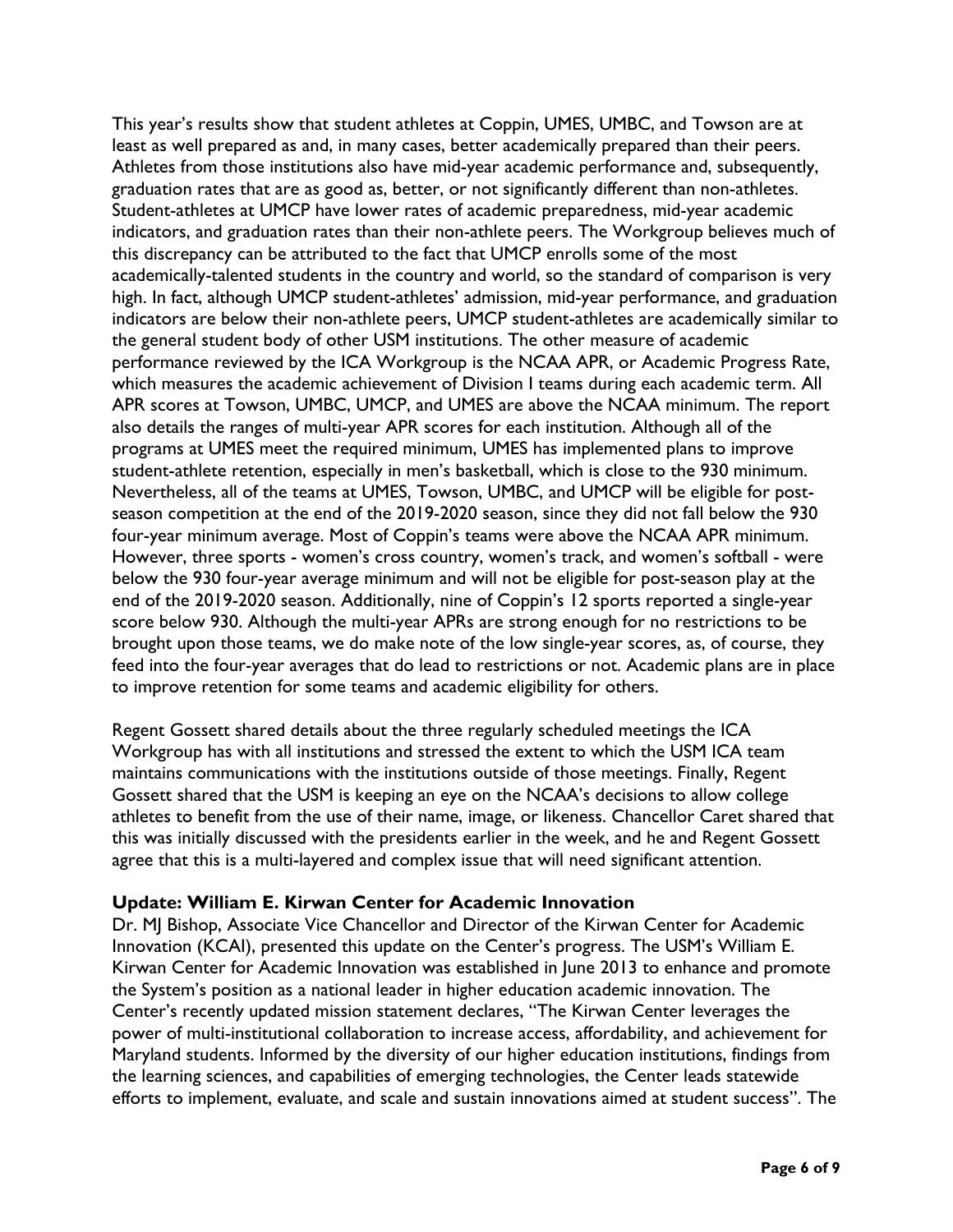This year's results show that student athletes at Coppin, UMES, UMBC, and Towson are at least as well prepared as and, in many cases, better academically prepared than their peers. Athletes from those institutions also have mid-year academic performance and, subsequently, graduation rates that are as good as, better, or not significantly different than non-athletes. Student-athletes at UMCP have lower rates of academic preparedness, mid-year academic indicators, and graduation rates than their non-athlete peers. The Workgroup believes much of this discrepancy can be attributed to the fact that UMCP enrolls some of the most academically-talented students in the country and world, so the standard of comparison is very high. In fact, although UMCP student-athletes' admission, mid-year performance, and graduation indicators are below their non-athlete peers, UMCP student-athletes are academically similar to the general student body of other USM institutions. The other measure of academic performance reviewed by the ICA Workgroup is the NCAA APR, or Academic Progress Rate, which measures the academic achievement of Division I teams during each academic term. All APR scores at Towson, UMBC, UMCP, and UMES are above the NCAA minimum. The report also details the ranges of multi-year APR scores for each institution. Although all of the programs at UMES meet the required minimum, UMES has implemented plans to improve student-athlete retention, especially in men's basketball, which is close to the 930 minimum. Nevertheless, all of the teams at UMES, Towson, UMBC, and UMCP will be eligible for post-season competition at the end of the 2019-2020 season, since they did not fall below the 930 four-year minimum average. Most of Coppin's teams were above the NCAA APR minimum. However, three sports - women's cross country, women's track, and women's softball - were below the 930 four-year average minimum and will not be eligible for post-season play at the end of the 2019-2020 season. Additionally, nine of Coppin's 12 sports reported a single-year score below 930. Although the multi-year APRs are strong enough for no restrictions to be brought upon those teams, we do make note of the low single-year scores, as, of course, they feed into the four-year averages that do lead to restrictions or not. Academic plans are in place to improve retention for some teams and academic eligibility for others.

Regent Gossett shared details about the three regularly scheduled meetings the ICA Workgroup has with all institutions and stressed the extent to which the USM ICA team maintains communications with the institutions outside of those meetings. Finally, Regent Gossett shared that the USM is keeping an eye on the NCAA's decisions to allow college athletes to benefit from the use of their name, image, or likeness. Chancellor Caret shared that this was initially discussed with the presidents earlier in the week, and he and Regent Gossett agree that this is a multi-layered and complex issue that will need significant attention.

**Update: William E. Kirwan Center for Academic Innovation**

Dr. MJ Bishop, Associate Vice Chancellor and Director of the Kirwan Center for Academic Innovation (KCAI), presented this update on the Center's progress. The USM's William E. Kirwan Center for Academic Innovation was established in June 2013 to enhance and promote the System's position as a national leader in higher education academic innovation. The Center's recently updated mission statement declares, "The Kirwan Center leverages the power of multi-institutional collaboration to increase access, affordability, and achievement for Maryland students. Informed by the diversity of our higher education institutions, findings from the learning sciences, and capabilities of emerging technologies, the Center leads statewide efforts to implement, evaluate, and scale and sustain innovations aimed at student success". The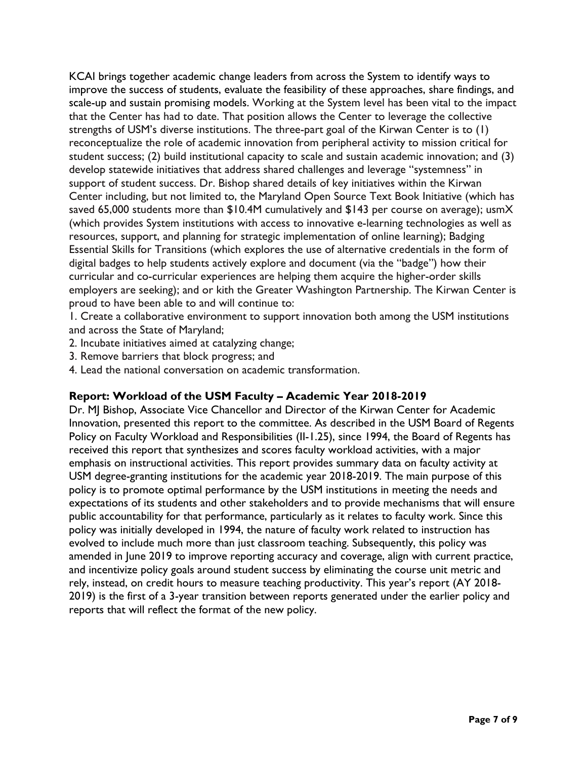KCAI brings together academic change leaders from across the System to identify ways to improve the success of students, evaluate the feasibility of these approaches, share findings, and scale-up and sustain promising models. Working at the System level has been vital to the impact that the Center has had to date. That position allows the Center to leverage the collective strengths of USM's diverse institutions. The three-part goal of the Kirwan Center is to (1) reconceptualize the role of academic innovation from peripheral activity to mission critical for student success; (2) build institutional capacity to scale and sustain academic innovation; and (3) develop statewide initiatives that address shared challenges and leverage "systemness" in support of student success. Dr. Bishop shared details of key initiatives within the Kirwan Center including, but not limited to, the Maryland Open Source Text Book Initiative (which has saved 65,000 students more than $10.4M cumulatively and $143 per course on average); usmX (which provides System institutions with access to innovative e-learning technologies as well as resources, support, and planning for strategic implementation of online learning); Badging Essential Skills for Transitions (which explores the use of alternative credentials in the form of digital badges to help students actively explore and document (via the "badge") how their curricular and co-curricular experiences are helping them acquire the higher-order skills employers are seeking); and or kith the Greater Washington Partnership. The Kirwan Center is proud to have been able to and will continue to:

1. Create a collaborative environment to support innovation both among the USM institutions and across the State of Maryland;
2. Incubate initiatives aimed at catalyzing change;
3. Remove barriers that block progress; and
4. Lead the national conversation on academic transformation.

**Report: Workload of the USM Faculty – Academic Year 2018-2019**

Dr. MJ Bishop, Associate Vice Chancellor and Director of the Kirwan Center for Academic Innovation, presented this report to the committee. As described in the USM Board of Regents Policy on Faculty Workload and Responsibilities (II-1.25), since 1994, the Board of Regents has received this report that synthesizes and scores faculty workload activities, with a major emphasis on instructional activities. This report provides summary data on faculty activity at USM degree-granting institutions for the academic year 2018-2019. The main purpose of this policy is to promote optimal performance by the USM institutions in meeting the needs and expectations of its students and other stakeholders and to provide mechanisms that will ensure public accountability for that performance, particularly as it relates to faculty work. Since this policy was initially developed in 1994, the nature of faculty work related to instruction has evolved to include much more than just classroom teaching. Subsequently, this policy was amended in June 2019 to improve reporting accuracy and coverage, align with current practice, and incentivize policy goals around student success by eliminating the course unit metric and rely, instead, on credit hours to measure teaching productivity. This year's report (AY 2018-2019) is the first of a 3-year transition between reports generated under the earlier policy and reports that will reflect the format of the new policy.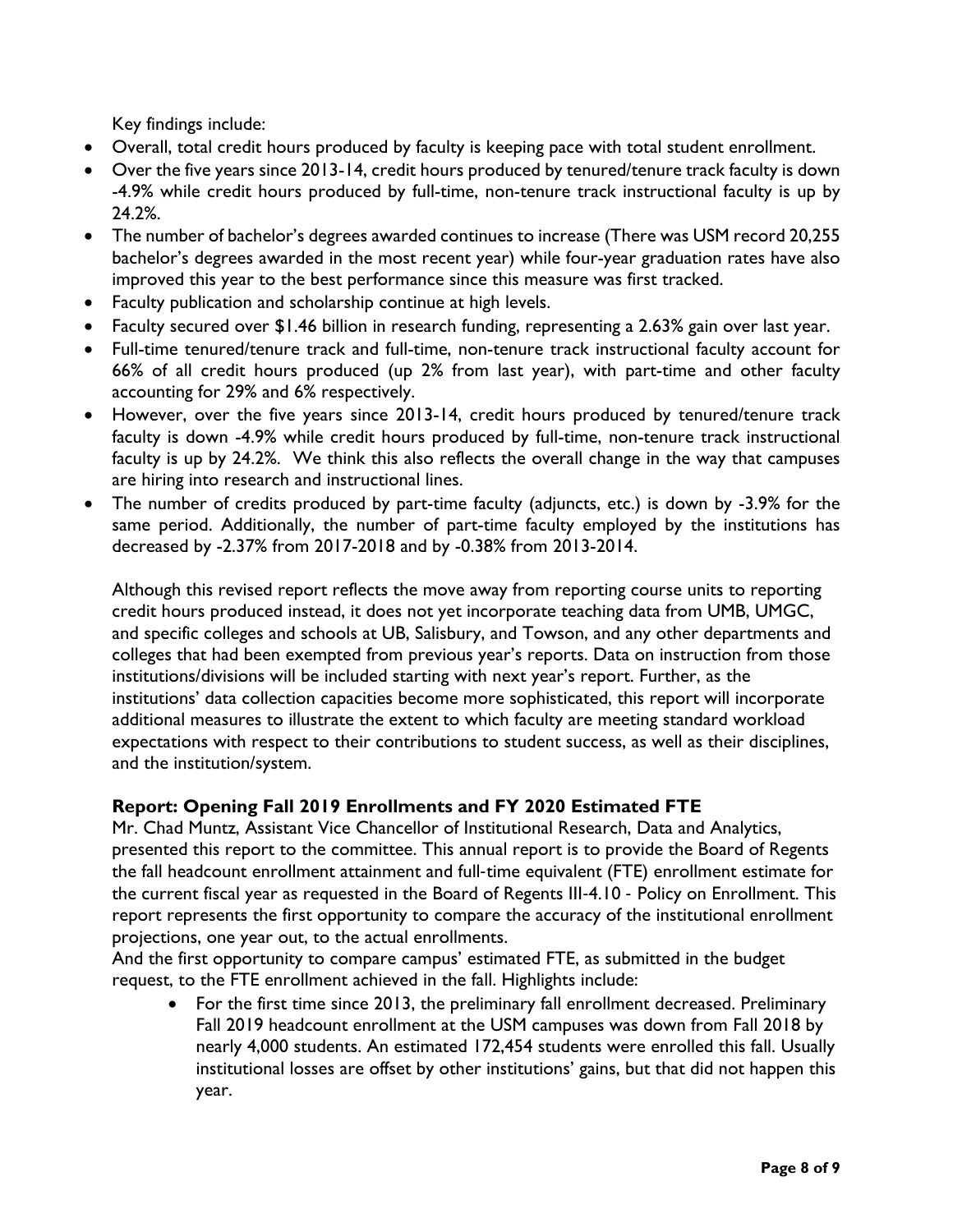Key findings include:

- Overall, total credit hours produced by faculty is keeping pace with total student enrollment.
- Over the five years since 2013-14, credit hours produced by tenured/tenure track faculty is down -4.9% while credit hours produced by full-time, non-tenure track instructional faculty is up by 24.2%.
- The number of bachelor's degrees awarded continues to increase (There was USM record 20,255 bachelor's degrees awarded in the most recent year) while four-year graduation rates have also improved this year to the best performance since this measure was first tracked.
- Faculty publication and scholarship continue at high levels.
- Faculty secured over $1.46 billion in research funding, representing a 2.63% gain over last year.
- Full-time tenured/tenure track and full-time, non-tenure track instructional faculty account for 66% of all credit hours produced (up 2% from last year), with part-time and other faculty accounting for 29% and 6% respectively.
- However, over the five years since 2013-14, credit hours produced by tenured/tenure track faculty is down -4.9% while credit hours produced by full-time, non-tenure track instructional faculty is up by 24.2%. We think this also reflects the overall change in the way that campuses are hiring into research and instructional lines.
- The number of credits produced by part-time faculty (adjuncts, etc.) is down by -3.9% for the same period. Additionally, the number of part-time faculty employed by the institutions has decreased by -2.37% from 2017-2018 and by -0.38% from 2013-2014.

Although this revised report reflects the move away from reporting course units to reporting credit hours produced instead, it does not yet incorporate teaching data from UMB, UMGC, and specific colleges and schools at UB, Salisbury, and Towson, and any other departments and colleges that had been exempted from previous year's reports. Data on instruction from those institutions/divisions will be included starting with next year's report. Further, as the institutions' data collection capacities become more sophisticated, this report will incorporate additional measures to illustrate the extent to which faculty are meeting standard workload expectations with respect to their contributions to student success, as well as their disciplines, and the institution/system.

**Report: Opening Fall 2019 Enrollments and FY 2020 Estimated FTE**

Mr. Chad Muntz, Assistant Vice Chancellor of Institutional Research, Data and Analytics, presented this report to the committee. This annual report is to provide the Board of Regents the fall headcount enrollment attainment and full-time equivalent (FTE) enrollment estimate for the current fiscal year as requested in the Board of Regents III-4.10 - Policy on Enrollment. This report represents the first opportunity to compare the accuracy of the institutional enrollment projections, one year out, to the actual enrollments.

And the first opportunity to compare campus' estimated FTE, as submitted in the budget request, to the FTE enrollment achieved in the fall. Highlights include:

- For the first time since 2013, the preliminary fall enrollment decreased. Preliminary Fall 2019 headcount enrollment at the USM campuses was down from Fall 2018 by nearly 4,000 students. An estimated 172,454 students were enrolled this fall. Usually institutional losses are offset by other institutions' gains, but that did not happen this year.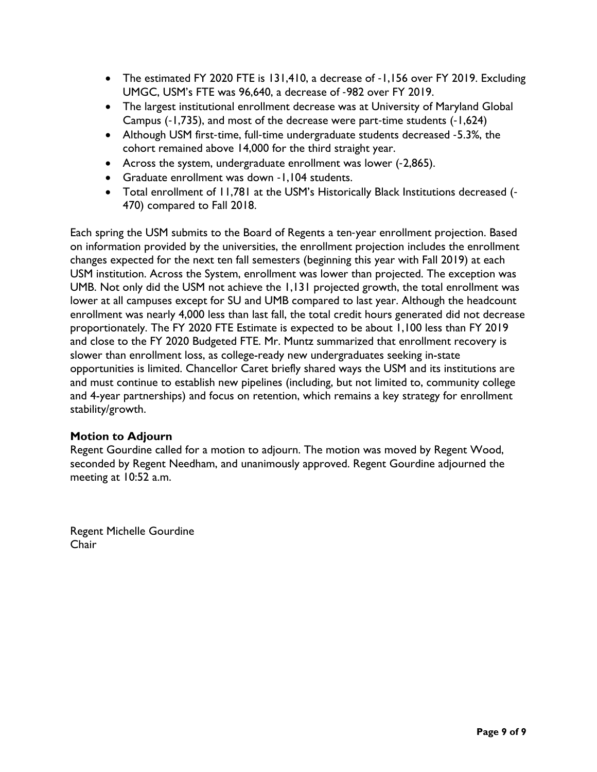- The estimated FY 2020 FTE is 131,410, a decrease of -1,156 over FY 2019. Excluding UMGC, USM's FTE was 96,640, a decrease of -982 over FY 2019.
- The largest institutional enrollment decrease was at University of Maryland Global Campus (-1,735), and most of the decrease were part-time students (-1,624)
- Although USM first-time, full-time undergraduate students decreased -5.3%, the cohort remained above 14,000 for the third straight year.
- Across the system, undergraduate enrollment was lower (-2,865).
- Graduate enrollment was down -1,104 students.
- Total enrollment of 11,781 at the USM's Historically Black Institutions decreased (-470) compared to Fall 2018.

Each spring the USM submits to the Board of Regents a ten-year enrollment projection. Based on information provided by the universities, the enrollment projection includes the enrollment changes expected for the next ten fall semesters (beginning this year with Fall 2019) at each USM institution. Across the System, enrollment was lower than projected. The exception was UMB. Not only did the USM not achieve the 1,131 projected growth, the total enrollment was lower at all campuses except for SU and UMB compared to last year. Although the headcount enrollment was nearly 4,000 less than last fall, the total credit hours generated did not decrease proportionately. The FY 2020 FTE Estimate is expected to be about 1,100 less than FY 2019 and close to the FY 2020 Budgeted FTE. Mr. Muntz summarized that enrollment recovery is slower than enrollment loss, as college-ready new undergraduates seeking in-state opportunities is limited. Chancellor Caret briefly shared ways the USM and its institutions are and must continue to establish new pipelines (including, but not limited to, community college and 4-year partnerships) and focus on retention, which remains a key strategy for enrollment stability/growth.

**Motion to Adjourn**

Regent Gourdine called for a motion to adjourn. The motion was moved by Regent Wood, seconded by Regent Needham, and unanimously approved. Regent Gourdine adjourned the meeting at 10:52 a.m.

Regent Michelle Gourdine
Chair